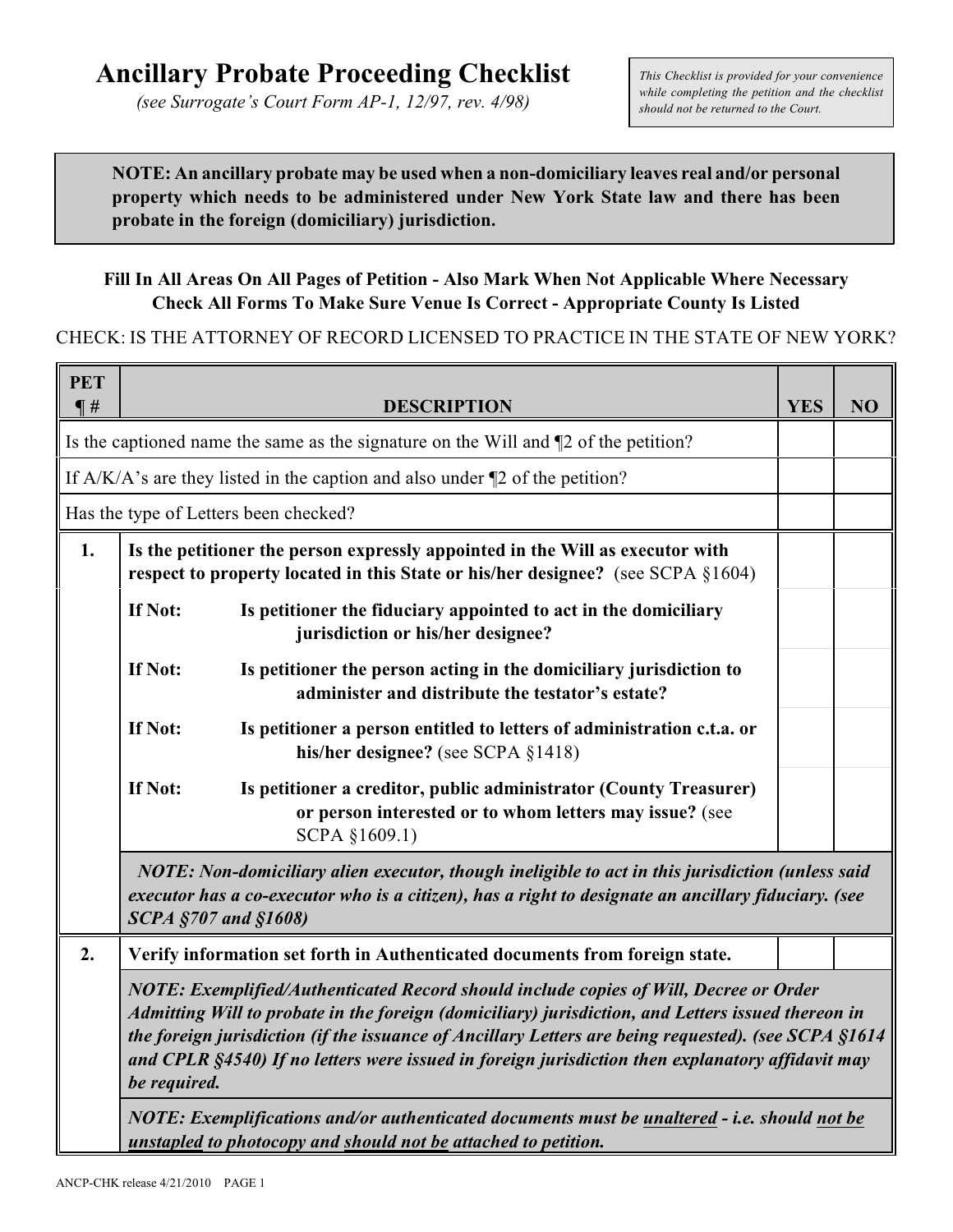# Ancillary Probate Proceeding Checklist

*(see Surrogate's Court Form AP-1, 12/97, rev. 4/98)*

*This Checklist is provided for your convenience while completing the petition and the checklist should not be returned to the Court.*

**NOTE: An ancillary probate may be used when a non-domiciliary leaves real and/or personal property which needs to be administered under New York State law and there has been probate in the foreign (domiciliary) jurisdiction.**

**Fill In All Areas On All Pages of Petition - Also Mark When Not Applicable Where Necessary**
**Check All Forms To Make Sure Venue Is Correct - Appropriate County Is Listed**

CHECK: IS THE ATTORNEY OF RECORD LICENSED TO PRACTICE IN THE STATE OF NEW YORK?

| PET ¶ # | DESCRIPTION | YES | NO |
|---|---|---|---|
| Is the captioned name the same as the signature on the Will and ¶2 of the petition? | | | |
| If A/K/A's are they listed in the caption and also under ¶2 of the petition? | | | |
| Has the type of Letters been checked? | | | |
| **1.** | **Is the petitioner the person expressly appointed in the Will as executor with respect to property located in this State or his/her designee?** (see SCPA §1604) | | |
| | **If Not:** **Is petitioner the fiduciary appointed to act in the domiciliary jurisdiction or his/her designee?** | | |
| | **If Not:** **Is petitioner the person acting in the domiciliary jurisdiction to administer and distribute the testator's estate?** | | |
| | **If Not:** **Is petitioner a person entitled to letters of administration c.t.a. or his/her designee?** (see SCPA §1418) | | |
| | **If Not:** **Is petitioner a creditor, public administrator (County Treasurer) or person interested or to whom letters may issue?** (see SCPA §1609.1) | | |
| | ***NOTE: Non-domiciliary alien executor, though ineligible to act in this jurisdiction (unless said executor has a co-executor who is a citizen), has a right to designate an ancillary fiduciary. (see SCPA §707 and §1608)*** | | |
| **2.** | **Verify information set forth in Authenticated documents from foreign state.** | | |
| | ***NOTE: Exemplified/Authenticated Record should include copies of Will, Decree or Order Admitting Will to probate in the foreign (domiciliary) jurisdiction, and Letters issued thereon in the foreign jurisdiction (if the issuance of Ancillary Letters are being requested). (see SCPA §1614 and CPLR §4540) If no letters were issued in foreign jurisdiction then explanatory affidavit may be required.*** | | |
| | ***NOTE: Exemplifications and/or authenticated documents must be unaltered - i.e. should not be unstapled to photocopy and should not be attached to petition.*** | | |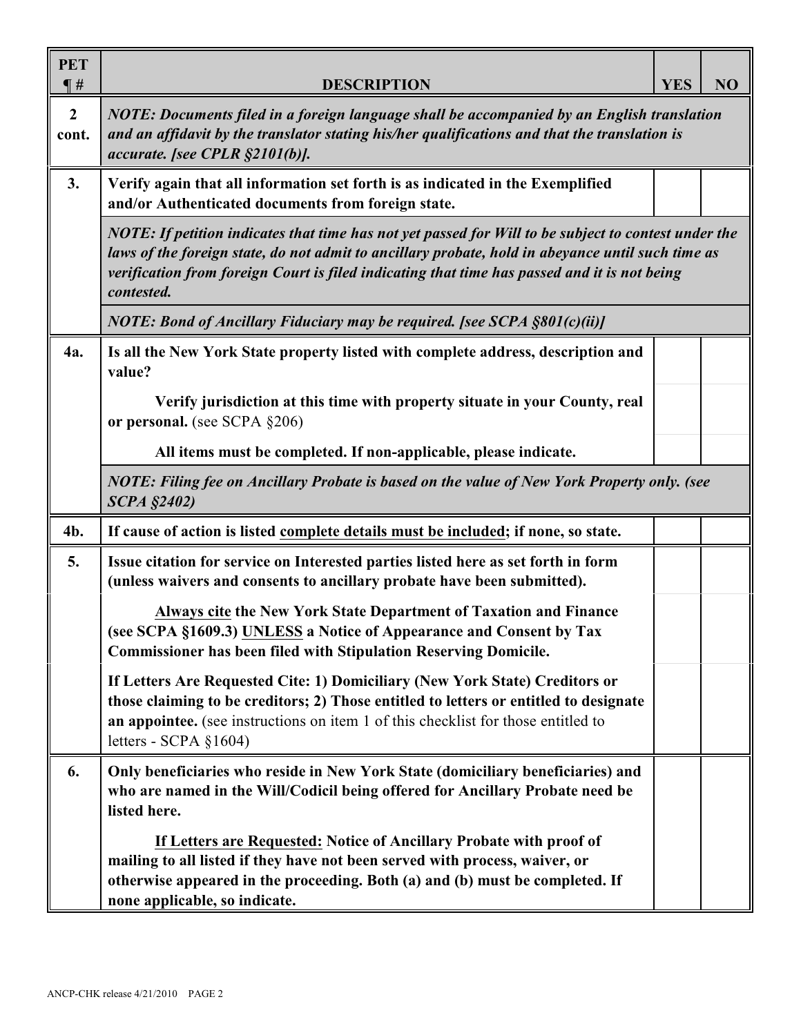| PET ¶ # | DESCRIPTION | YES | NO |
|---|---|---|---|
| **2 cont.** | ***NOTE: Documents filed in a foreign language shall be accompanied by an English translation and an affidavit by the translator stating his/her qualifications and that the translation is accurate. [see CPLR §2101(b)].*** | | |
| **3.** | **Verify again that all information set forth is as indicated in the Exemplified and/or Authenticated documents from foreign state.** | | |
| | ***NOTE: If petition indicates that time has not yet passed for Will to be subject to contest under the laws of the foreign state, do not admit to ancillary probate, hold in abeyance until such time as verification from foreign Court is filed indicating that time has passed and it is not being contested.*** | | |
| | ***NOTE: Bond of Ancillary Fiduciary may be required. [see SCPA §801(c)(ii)]*** | | |
| **4a.** | **Is all the New York State property listed with complete address, description and value?** | | |
| | **Verify jurisdiction at this time with property situate in your County, real or personal.** (see SCPA §206) | | |
| | **All items must be completed. If non-applicable, please indicate.** | | |
| | ***NOTE: Filing fee on Ancillary Probate is based on the value of New York Property only. (see SCPA §2402)*** | | |
| **4b.** | **If cause of action is listed <u>complete details must be included</u>; if none, so state.** | | |
| **5.** | **Issue citation for service on Interested parties listed here as set forth in form (unless waivers and consents to ancillary probate have been submitted).** | | |
| | **<u>Always cite</u> the New York State Department of Taxation and Finance (see SCPA §1609.3) <u>UNLESS</u> a Notice of Appearance and Consent by Tax Commissioner has been filed with Stipulation Reserving Domicile.** | | |
| | **If Letters Are Requested Cite: 1) Domiciliary (New York State) Creditors or those claiming to be creditors; 2) Those entitled to letters or entitled to designate an appointee.** (see instructions on item 1 of this checklist for those entitled to letters - SCPA §1604) | | |
| **6.** | **Only beneficiaries who reside in New York State (domiciliary beneficiaries) and who are named in the Will/Codicil being offered for Ancillary Probate need be listed here.** | | |
| | **<u>If Letters are Requested:</u> Notice of Ancillary Probate with proof of mailing to all listed if they have not been served with process, waiver, or otherwise appeared in the proceeding. Both (a) and (b) must be completed. If none applicable, so indicate.** | | |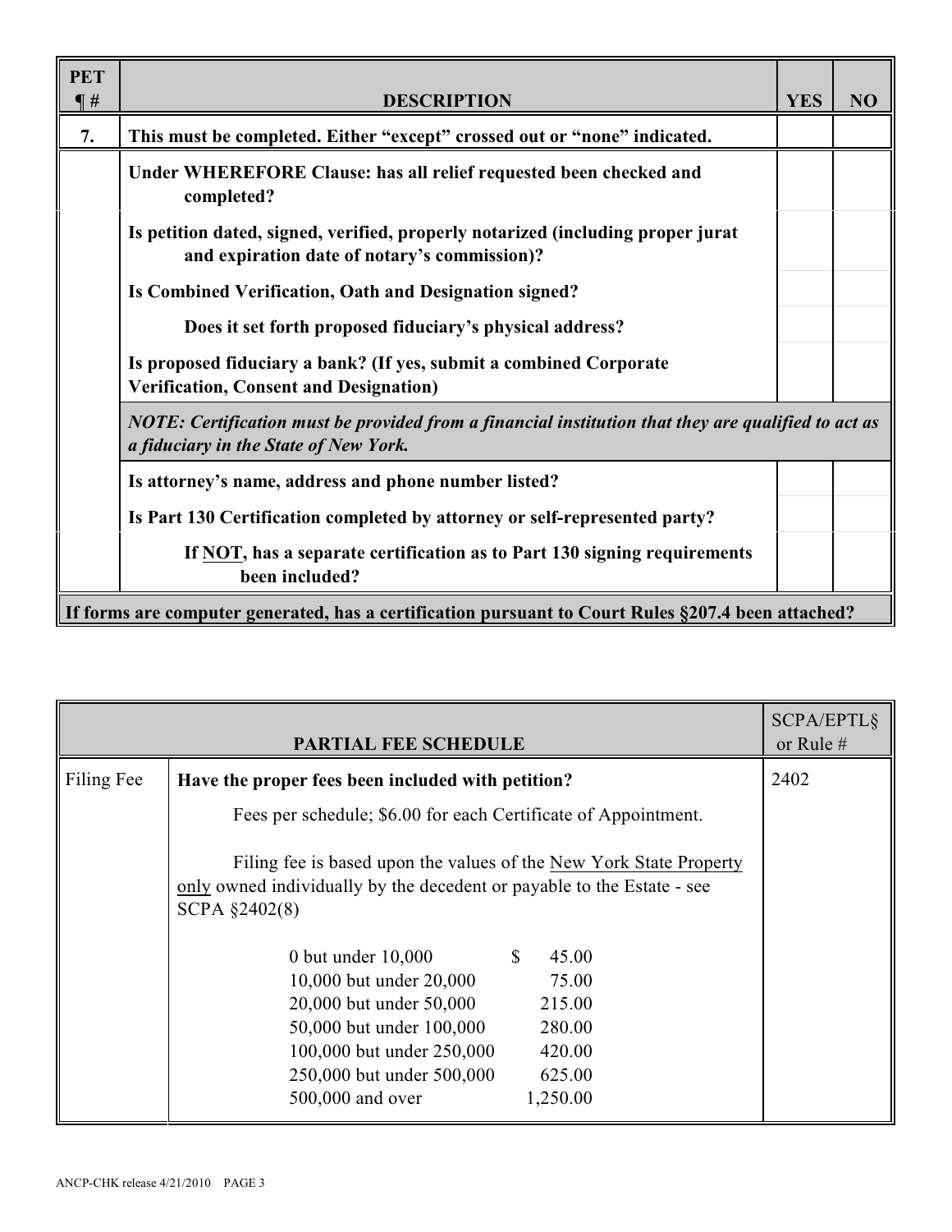| PET ¶ # | DESCRIPTION | YES | NO |
|---|---|---|---|
| **7.** | **This must be completed. Either "except" crossed out or "none" indicated.** | | |
| | **Under WHEREFORE Clause: has all relief requested been checked and completed?** | | |
| | **Is petition dated, signed, verified, properly notarized (including proper jurat and expiration date of notary's commission)?** | | |
| | **Is Combined Verification, Oath and Designation signed?** | | |
| | **Does it set forth proposed fiduciary's physical address?** | | |
| | **Is proposed fiduciary a bank? (If yes, submit a combined Corporate Verification, Consent and Designation)** | | |
| | ***NOTE: Certification must be provided from a financial institution that they are qualified to act as a fiduciary in the State of New York.*** | | |
| | **Is attorney's name, address and phone number listed?** | | |
| | **Is Part 130 Certification completed by attorney or self-represented party?** | | |
| | **If NOT, has a separate certification as to Part 130 signing requirements been included?** | | |
| **If forms are computer generated, has a certification pursuant to Court Rules §207.4 been attached?** | | | |

| PARTIAL FEE SCHEDULE | | SCPA/EPTL§ or Rule # |
|---|---|---|
| Filing Fee | **Have the proper fees been included with petition?** | 2402 |
| | Fees per schedule; $6.00 for each Certificate of Appointment. | |
| | Filing fee is based upon the values of the New York State Property only owned individually by the decedent or payable to the Estate - see SCPA §2402(8) | |
| | 0 but under 10,000 — $ 45.00 | |
| | 10,000 but under 20,000 — 75.00 | |
| | 20,000 but under 50,000 — 215.00 | |
| | 50,000 but under 100,000 — 280.00 | |
| | 100,000 but under 250,000 — 420.00 | |
| | 250,000 but under 500,000 — 625.00 | |
| | 500,000 and over — 1,250.00 | |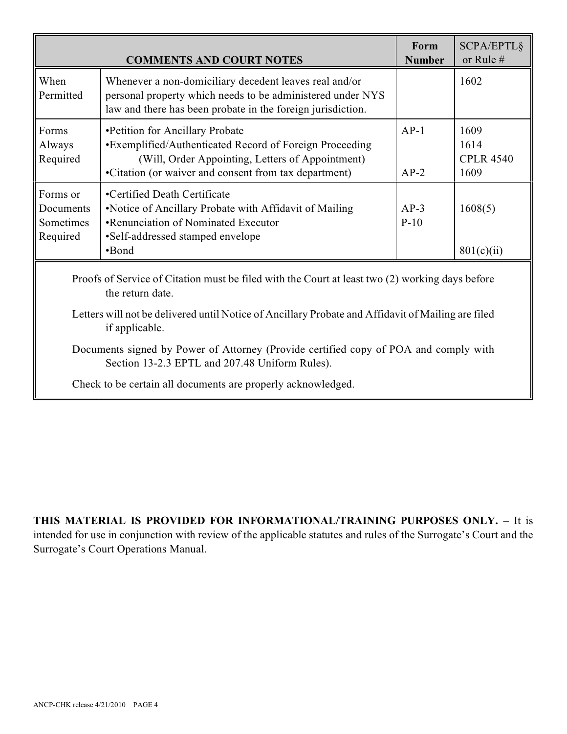| COMMENTS AND COURT NOTES | | Form Number | SCPA/EPTL§ or Rule # |
|---|---|---|---|
| When Permitted | Whenever a non-domiciliary decedent leaves real and/or personal property which needs to be administered under NYS law and there has been probate in the foreign jurisdiction. | | 1602 |
| Forms Always Required | •Petition for Ancillary Probate<br>•Exemplified/Authenticated Record of Foreign Proceeding (Will, Order Appointing, Letters of Appointment)<br>•Citation (or waiver and consent from tax department) | AP-1<br><br>AP-2 | 1609<br>1614<br>CPLR 4540<br>1609 |
| Forms or Documents Sometimes Required | •Certified Death Certificate<br>•Notice of Ancillary Probate with Affidavit of Mailing<br>•Renunciation of Nominated Executor<br>•Self-addressed stamped envelope<br>•Bond | AP-3<br>P-10 | 1608(5)<br><br>801(c)(ii) |

Proofs of Service of Citation must be filed with the Court at least two (2) working days before the return date.

Letters will not be delivered until Notice of Ancillary Probate and Affidavit of Mailing are filed if applicable.

Documents signed by Power of Attorney (Provide certified copy of POA and comply with Section 13-2.3 EPTL and 207.48 Uniform Rules).

Check to be certain all documents are properly acknowledged.

**THIS MATERIAL IS PROVIDED FOR INFORMATIONAL/TRAINING PURPOSES ONLY.** – It is intended for use in conjunction with review of the applicable statutes and rules of the Surrogate's Court and the Surrogate's Court Operations Manual.